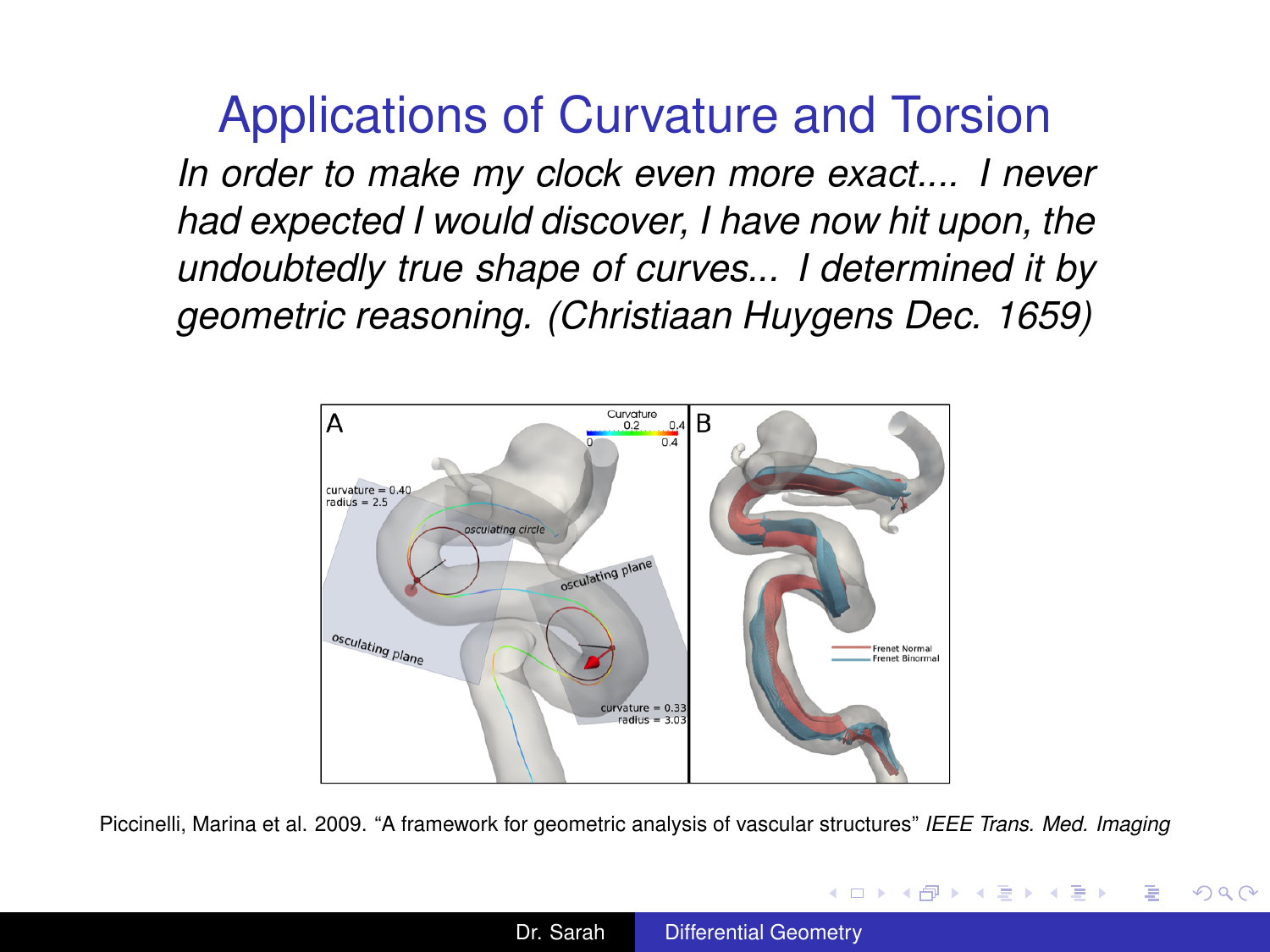# Applications of Curvature and Torsion

*In order to make my clock even more exact.... I never had expected I would discover, I have now hit upon, the undoubtedly true shape of curves... I determined it by geometric reasoning. (Christiaan Huygens Dec. 1659)*

Piccinelli, Marina et al. 2009. "A framework for geometric analysis of vascular structures" *IEEE Trans. Med. Imaging*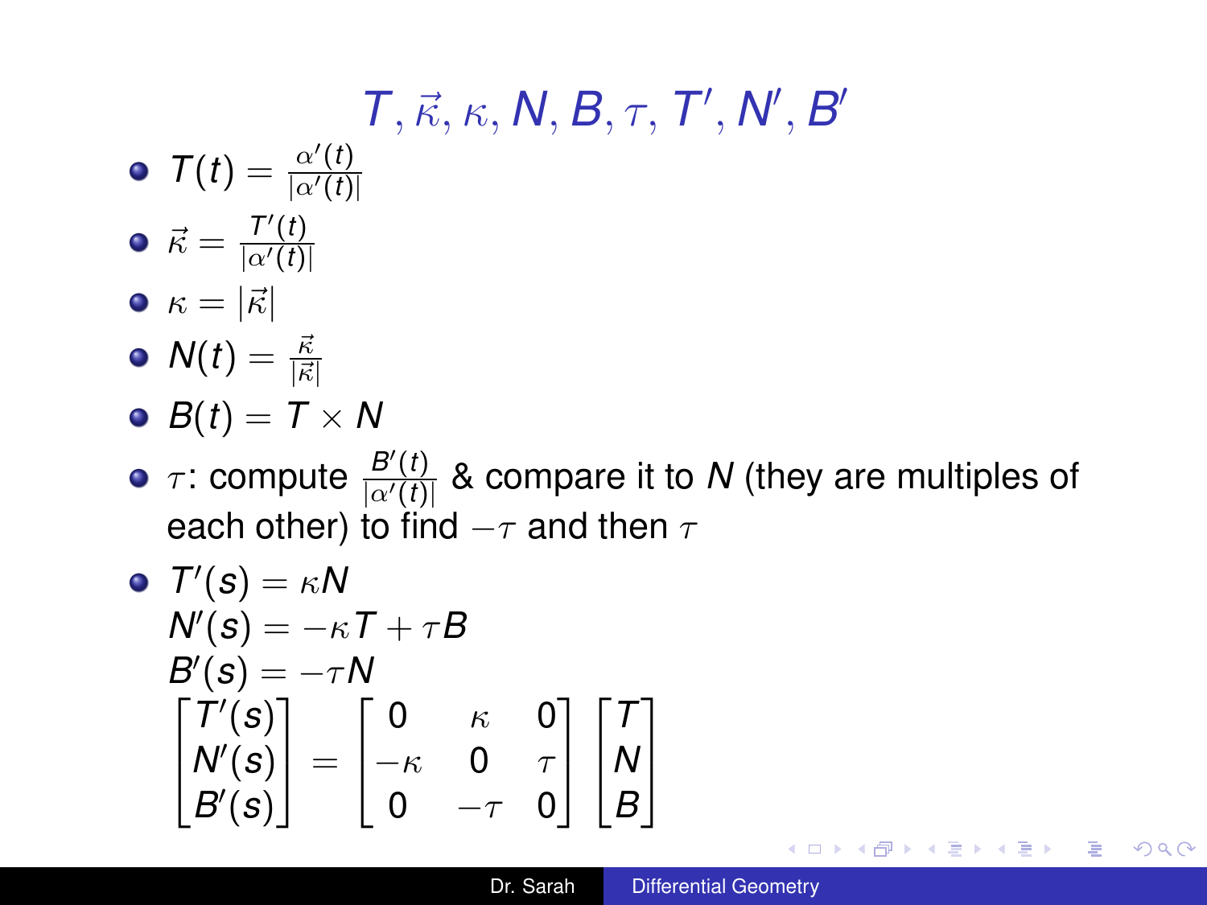# $T, \vec{\kappa}, \kappa, N, B, \tau, T', N', B'$

- $T(t) = \frac{\alpha'(t)}{|\alpha'(t)|}$
- $\vec{\kappa} = \frac{T'(t)}{|\alpha'(t)|}$
- $\kappa = |\vec{\kappa}|$
- $N(t) = \frac{\vec{\kappa}}{|\vec{\kappa}|}$
- $B(t) = T \times N$
- $\tau$: compute $\frac{B'(t)}{|\alpha'(t)|}$ & compare it to $N$ (they are multiples of each other) to find $-\tau$ and then $\tau$
- $T'(s) = \kappa N$
  $N'(s) = -\kappa T + \tau B$
  $B'(s) = -\tau N$
  $$\begin{bmatrix} T'(s) \\ N'(s) \\ B'(s) \end{bmatrix} = \begin{bmatrix} 0 & \kappa & 0 \\ -\kappa & 0 & \tau \\ 0 & -\tau & 0 \end{bmatrix} \begin{bmatrix} T \\ N \\ B \end{bmatrix}$$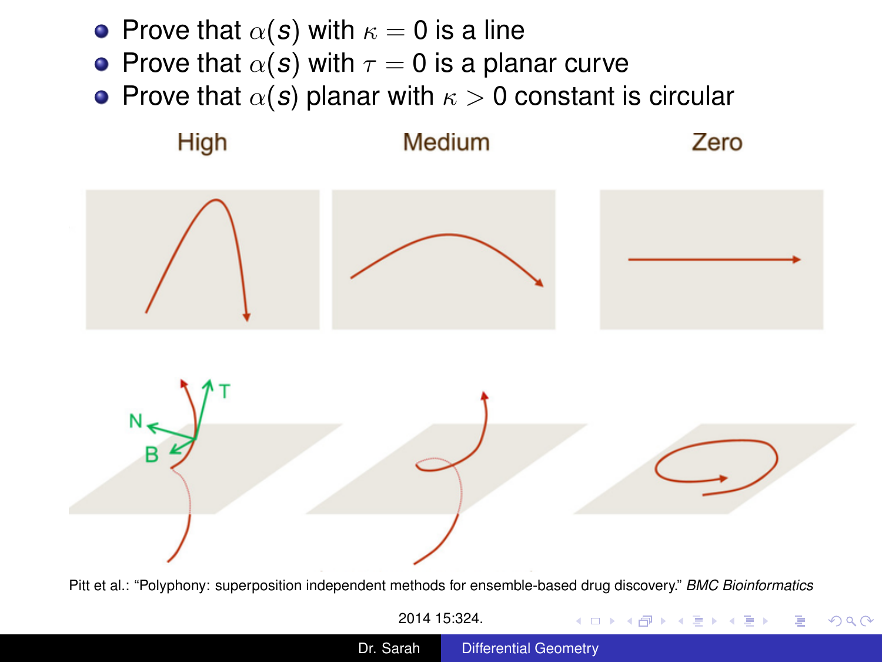- Prove that $\alpha(s)$ with $\kappa = 0$ is a line
- Prove that $\alpha(s)$ with $\tau = 0$ is a planar curve
- Prove that $\alpha(s)$ planar with $\kappa > 0$ constant is circular

High Medium Zero

Pitt et al.: "Polyphony: superposition independent methods for ensemble-based drug discovery." *BMC Bioinformatics* 2014 15:324.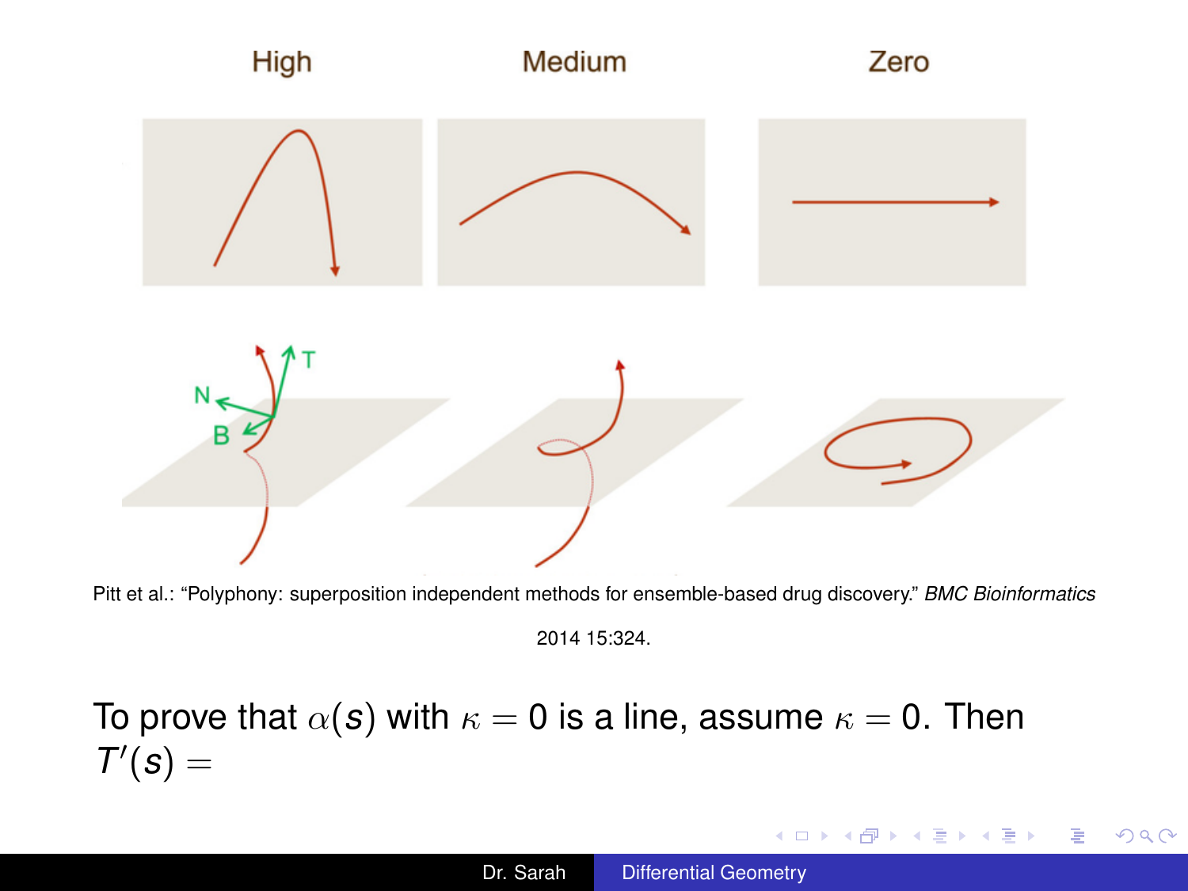High Medium Zero

Pitt et al.: "Polyphony: superposition independent methods for ensemble-based drug discovery." *BMC Bioinformatics* 2014 15:324.

To prove that $\alpha(s)$ with $\kappa = 0$ is a line, assume $\kappa = 0$. Then $T'(s) =$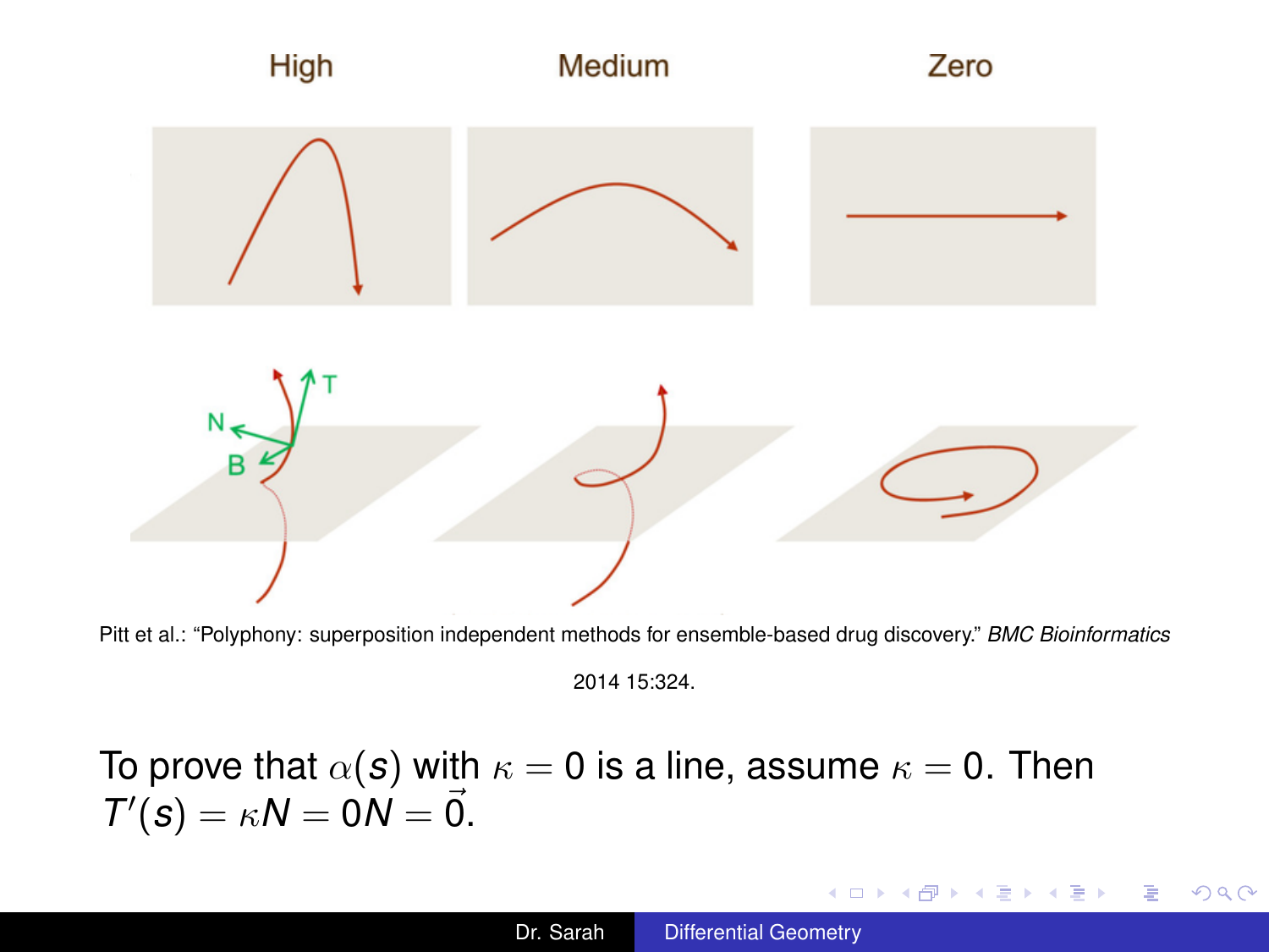High

Medium

Zero

Pitt et al.: “Polyphony: superposition independent methods for ensemble-based drug discovery.” *BMC Bioinformatics* 2014 15:324.

To prove that $\alpha(s)$ with $\kappa = 0$ is a line, assume $\kappa = 0$. Then $T'(s) = \kappa N = 0N = \vec{0}$.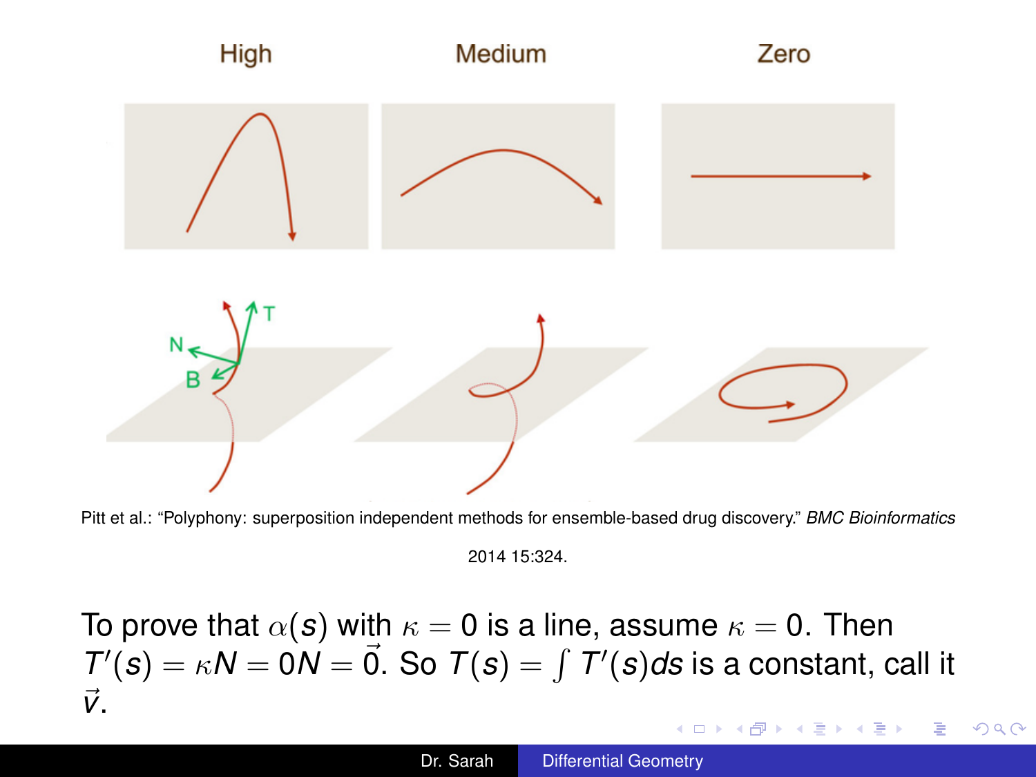High | Medium | Zero

Pitt et al.: "Polyphony: superposition independent methods for ensemble-based drug discovery." *BMC Bioinformatics* 2014 15:324.

To prove that $\alpha(s)$ with $\kappa = 0$ is a line, assume $\kappa = 0$. Then $T'(s) = \kappa N = 0N = \vec{0}$. So $T(s) = \int T'(s)ds$ is a constant, call it $\vec{v}$.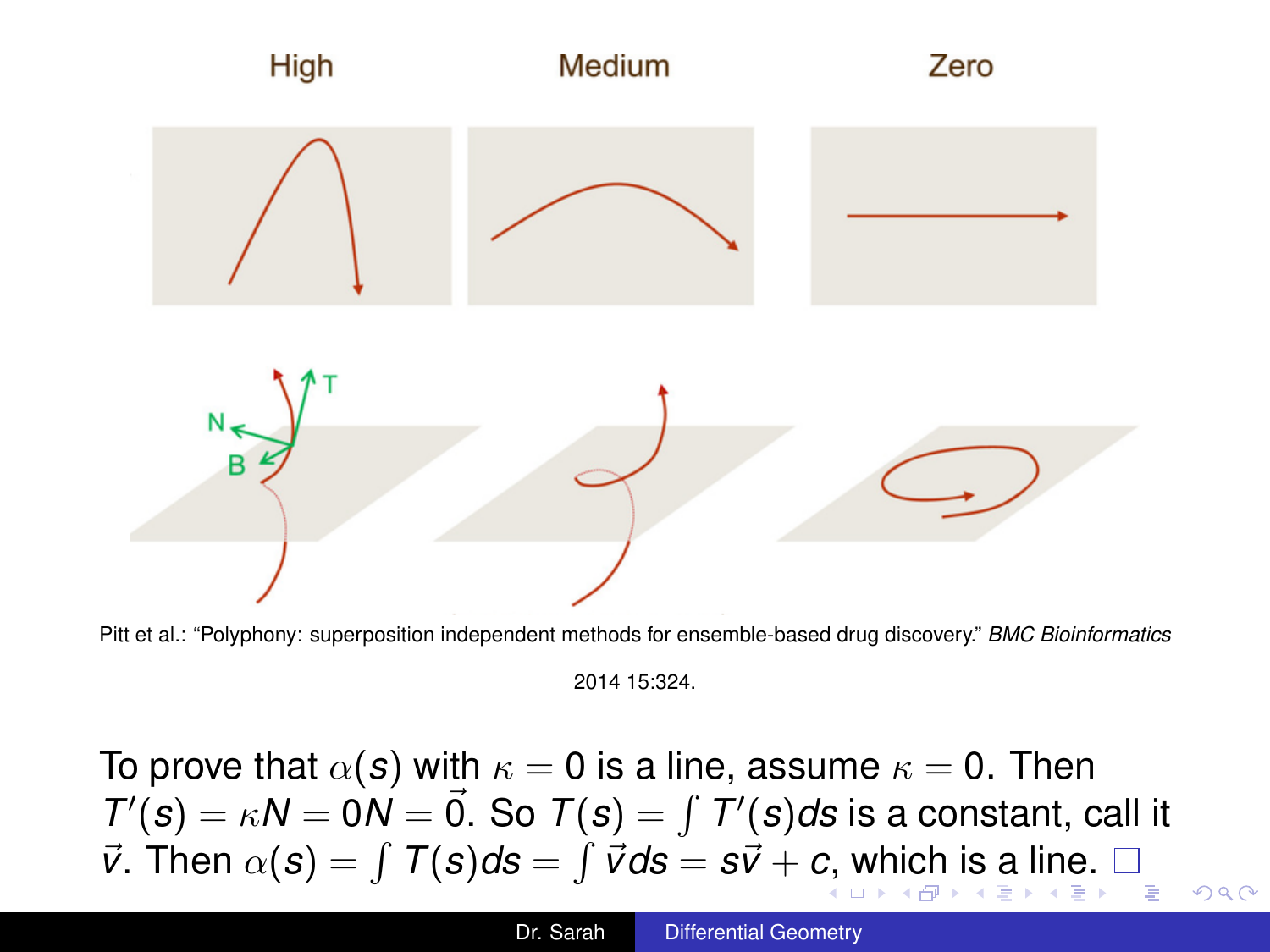High Medium Zero

Pitt et al.: "Polyphony: superposition independent methods for ensemble-based drug discovery." *BMC Bioinformatics* 2014 15:324.

To prove that $\alpha(s)$ with $\kappa = 0$ is a line, assume $\kappa = 0$. Then $T'(s) = \kappa N = 0N = \vec{0}$. So $T(s) = \int T'(s)ds$ is a constant, call it $\vec{v}$. Then $\alpha(s) = \int T(s)ds = \int \vec{v}ds = s\vec{v} + c$, which is a line. $\square$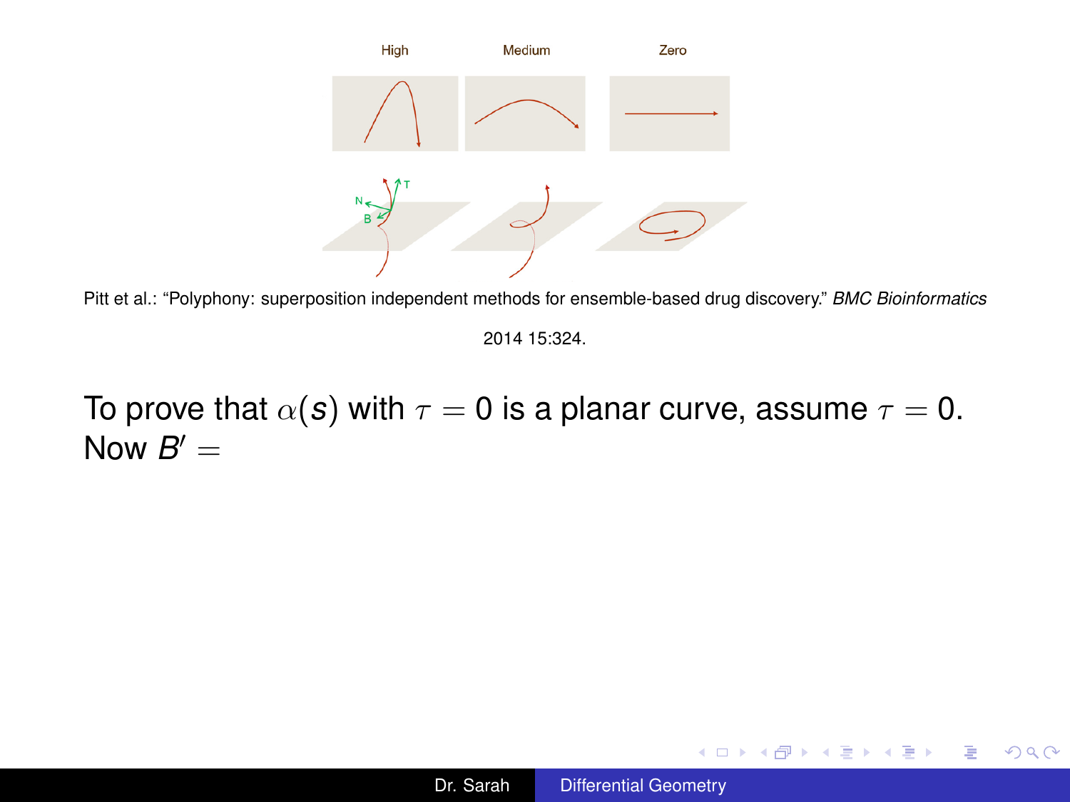Pitt et al.: "Polyphony: superposition independent methods for ensemble-based drug discovery." *BMC Bioinformatics* 2014 15:324.

To prove that $\alpha(s)$ with $\tau = 0$ is a planar curve, assume $\tau = 0$. Now $B' =$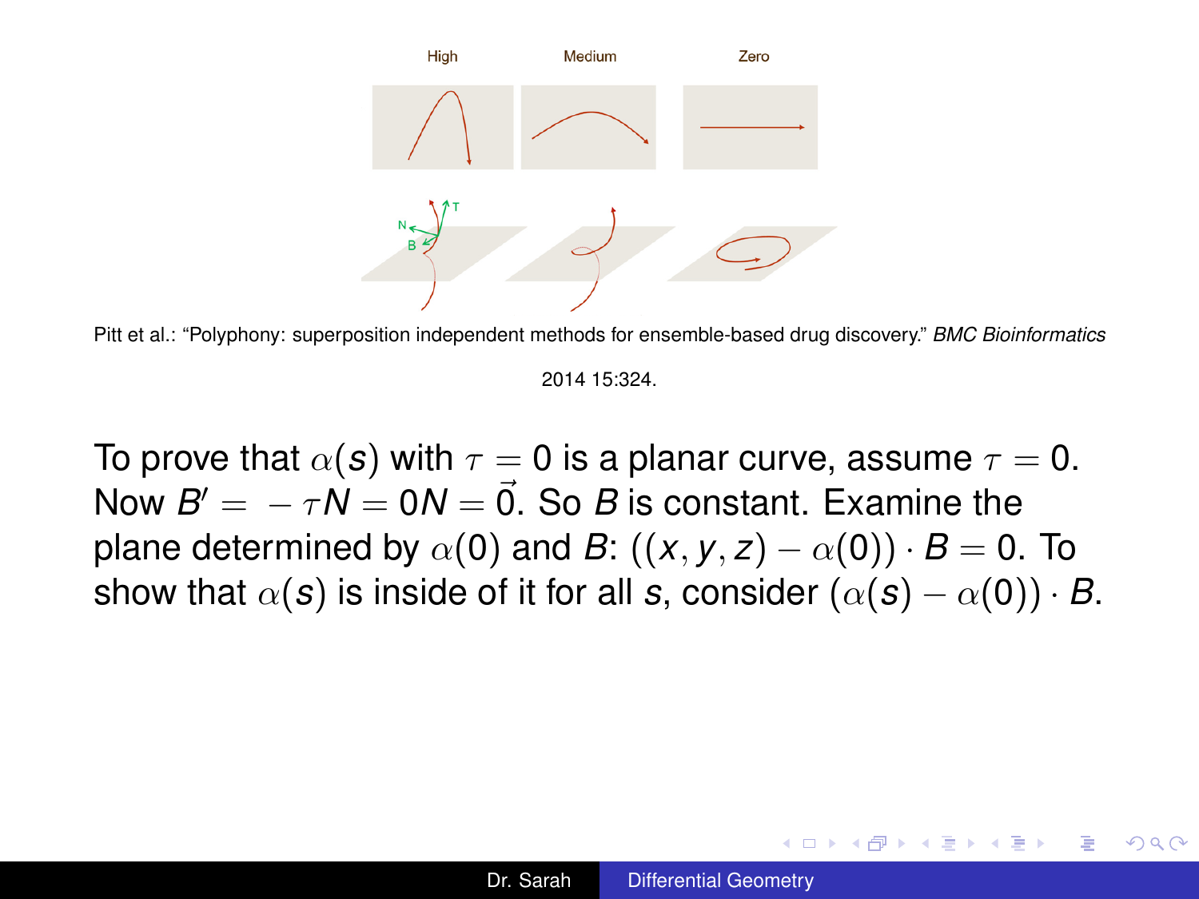Pitt et al.: "Polyphony: superposition independent methods for ensemble-based drug discovery." *BMC Bioinformatics* 2014 15:324.

To prove that $\alpha(s)$ with $\tau = 0$ is a planar curve, assume $\tau = 0$. Now $B' = -\tau N = 0N = \vec{0}$. So $B$ is constant. Examine the plane determined by $\alpha(0)$ and $B$: $((x, y, z) - \alpha(0)) \cdot B = 0$. To show that $\alpha(s)$ is inside of it for all $s$, consider $(\alpha(s) - \alpha(0)) \cdot B$.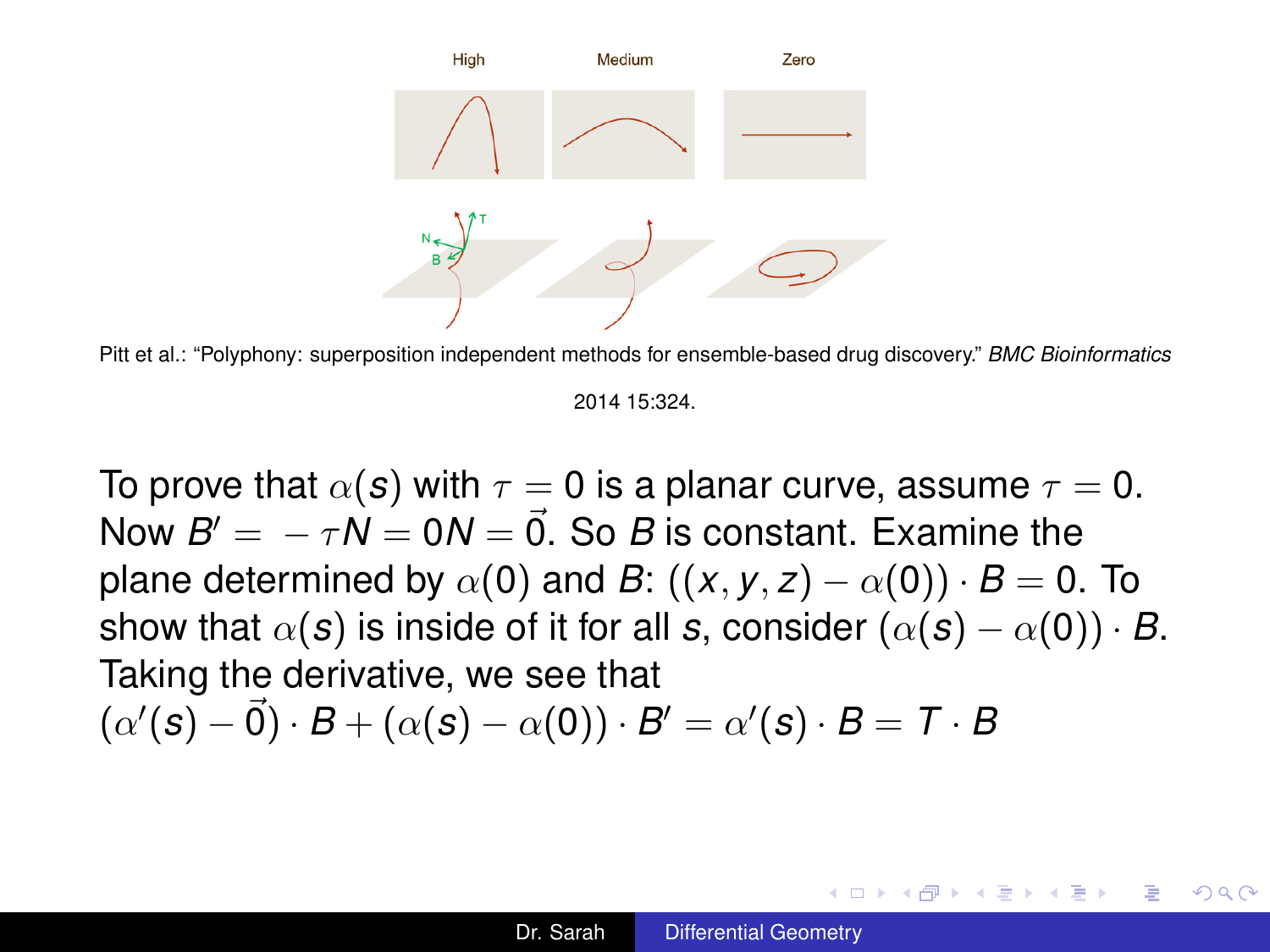Pitt et al.: "Polyphony: superposition independent methods for ensemble-based drug discovery." *BMC Bioinformatics* 2014 15:324.

To prove that $\alpha(s)$ with $\tau = 0$ is a planar curve, assume $\tau = 0$. Now $B' = -\tau N = 0N = \vec{0}$. So $B$ is constant. Examine the plane determined by $\alpha(0)$ and $B$: $((x, y, z) - \alpha(0)) \cdot B = 0$. To show that $\alpha(s)$ is inside of it for all $s$, consider $(\alpha(s) - \alpha(0)) \cdot B$. Taking the derivative, we see that

$(\alpha'(s) - \vec{0}) \cdot B + (\alpha(s) - \alpha(0)) \cdot B' = \alpha'(s) \cdot B = T \cdot B$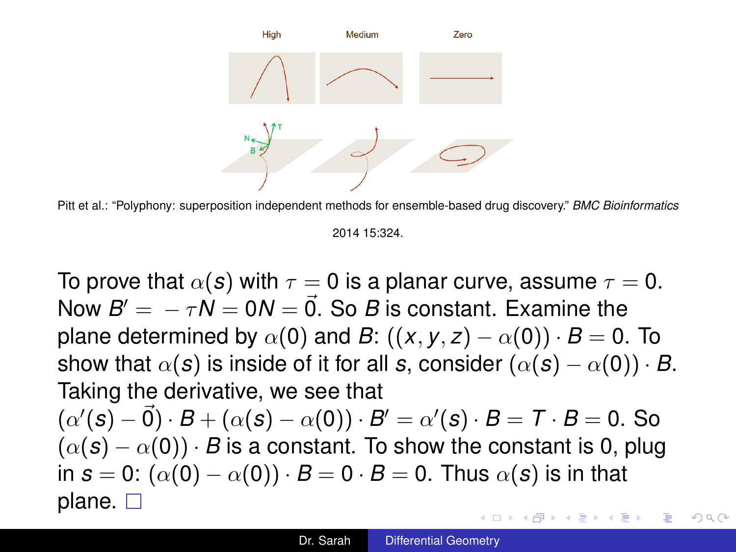High Medium Zero

Pitt et al.: "Polyphony: superposition independent methods for ensemble-based drug discovery." *BMC Bioinformatics* 2014 15:324.

To prove that $\alpha(s)$ with $\tau = 0$ is a planar curve, assume $\tau = 0$. Now $B' = -\tau N = 0N = \vec{0}$. So $B$ is constant. Examine the plane determined by $\alpha(0)$ and $B$: $((x, y, z) - \alpha(0)) \cdot B = 0$. To show that $\alpha(s)$ is inside of it for all $s$, consider $(\alpha(s) - \alpha(0)) \cdot B$. Taking the derivative, we see that $(\alpha'(s) - \vec{0}) \cdot B + (\alpha(s) - \alpha(0)) \cdot B' = \alpha'(s) \cdot B = T \cdot B = 0$. So $(\alpha(s) - \alpha(0)) \cdot B$ is a constant. To show the constant is 0, plug in $s = 0$: $(\alpha(0) - \alpha(0)) \cdot B = 0 \cdot B = 0$. Thus $\alpha(s)$ is in that plane. □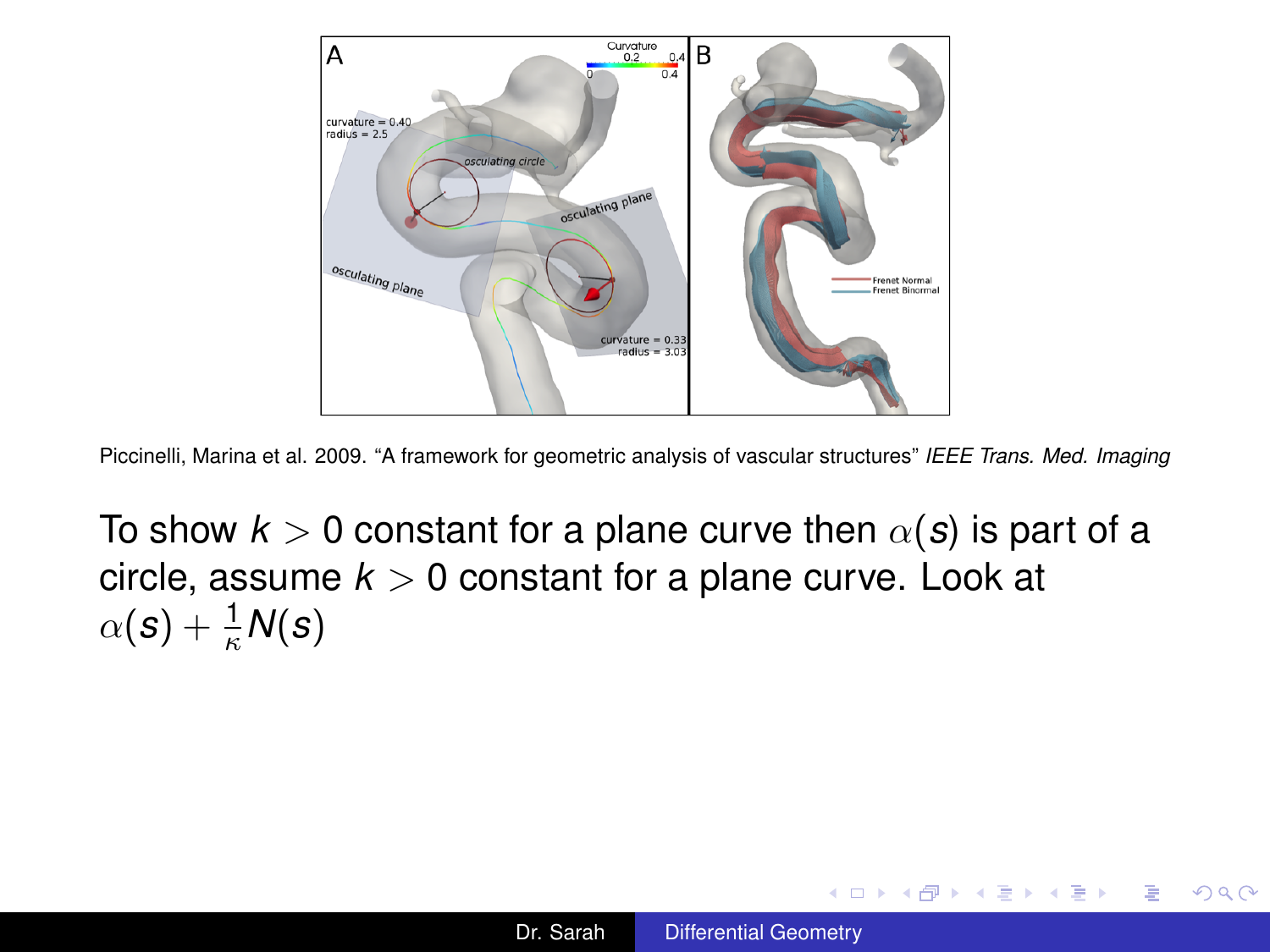Piccinelli, Marina et al. 2009. "A framework for geometric analysis of vascular structures" *IEEE Trans. Med. Imaging*

To show $k > 0$ constant for a plane curve then $\alpha(s)$ is part of a circle, assume $k > 0$ constant for a plane curve. Look at $\alpha(s) + \frac{1}{\kappa}N(s)$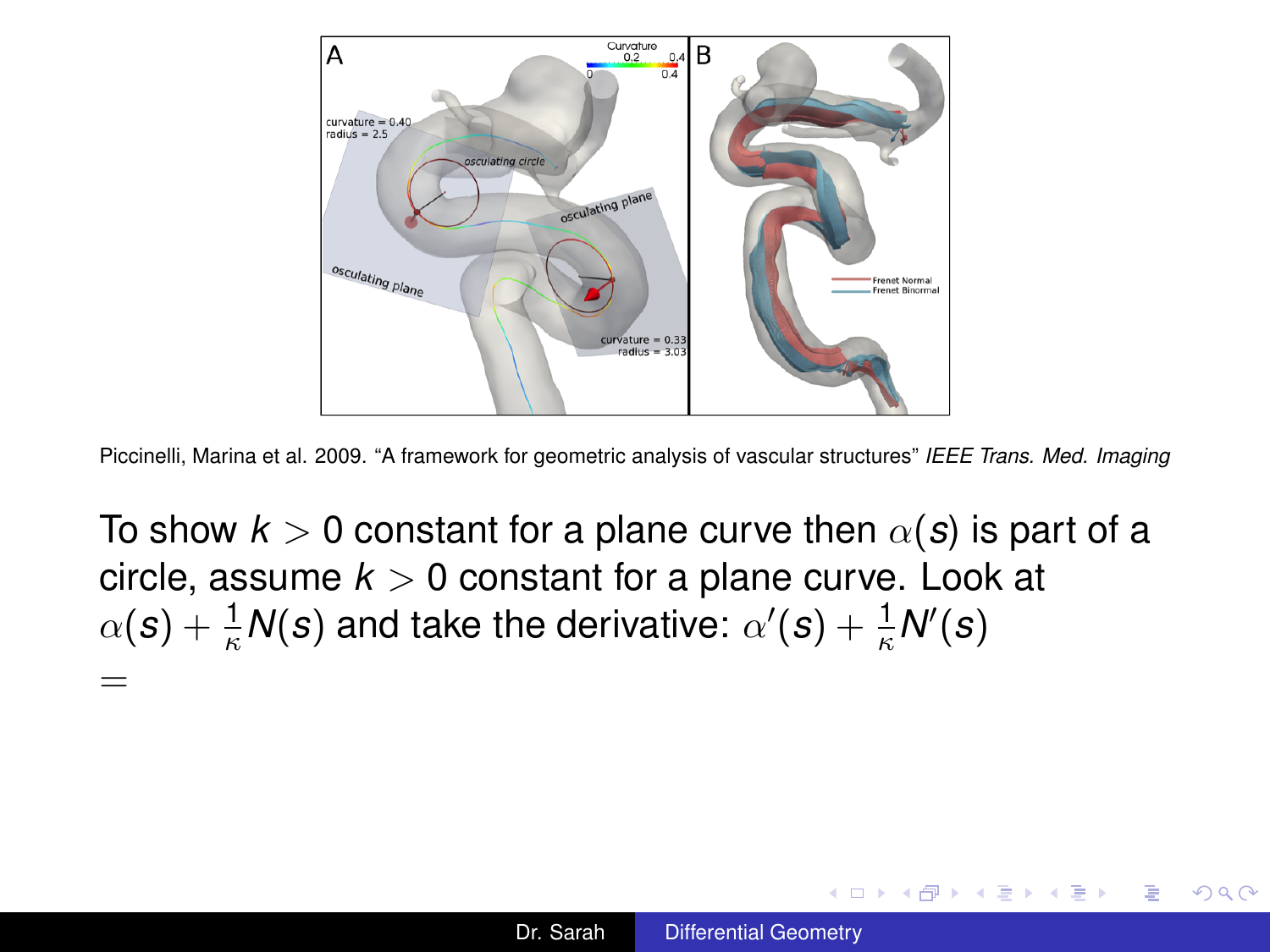Piccinelli, Marina et al. 2009. "A framework for geometric analysis of vascular structures" *IEEE Trans. Med. Imaging*

To show $k > 0$ constant for a plane curve then $\alpha(s)$ is part of a circle, assume $k > 0$ constant for a plane curve. Look at $\alpha(s) + \frac{1}{\kappa}N(s)$ and take the derivative: $\alpha'(s) + \frac{1}{\kappa}N'(s)$

$=$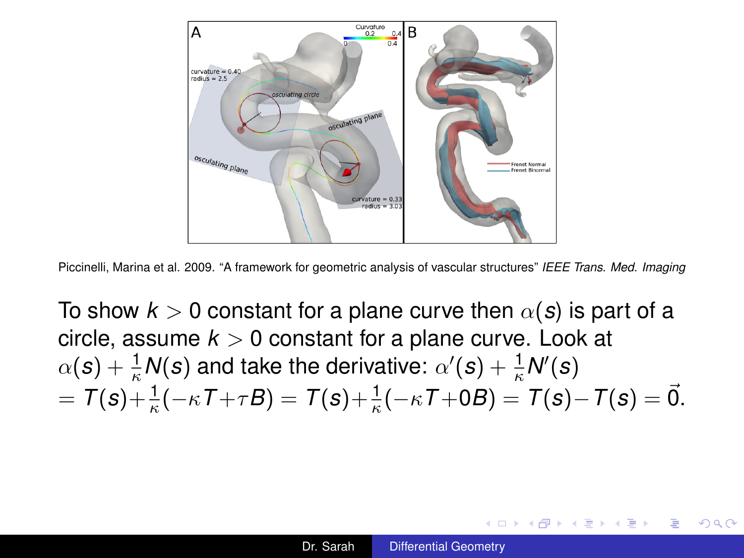Piccinelli, Marina et al. 2009. "A framework for geometric analysis of vascular structures" *IEEE Trans. Med. Imaging*

To show $k > 0$ constant for a plane curve then $\alpha(s)$ is part of a circle, assume $k > 0$ constant for a plane curve. Look at $\alpha(s) + \frac{1}{\kappa}N(s)$ and take the derivative: $\alpha'(s) + \frac{1}{\kappa}N'(s)$
$= T(s) + \frac{1}{\kappa}(-\kappa T + \tau B) = T(s) + \frac{1}{\kappa}(-\kappa T + 0B) = T(s) - T(s) = \vec{0}$.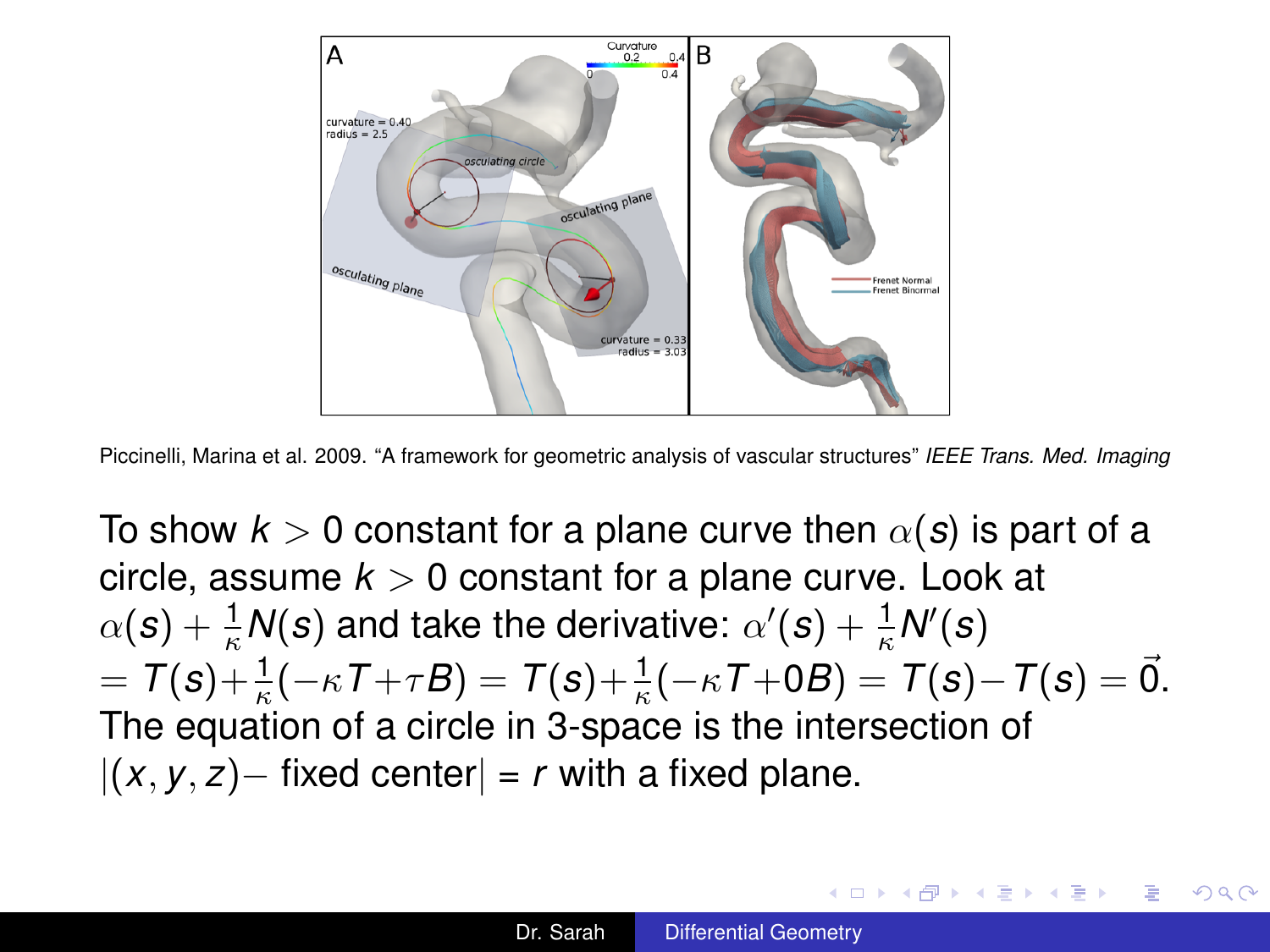Piccinelli, Marina et al. 2009. "A framework for geometric analysis of vascular structures" *IEEE Trans. Med. Imaging*

To show $k > 0$ constant for a plane curve then $\alpha(s)$ is part of a circle, assume $k > 0$ constant for a plane curve. Look at $\alpha(s) + \frac{1}{\kappa}N(s)$ and take the derivative: $\alpha'(s) + \frac{1}{\kappa}N'(s)$ $= T(s) + \frac{1}{\kappa}(-\kappa T + \tau B) = T(s) + \frac{1}{\kappa}(-\kappa T + 0B) = T(s) - T(s) = \vec{0}$. The equation of a circle in 3-space is the intersection of $|(x, y, z) -$ fixed center$|$ = $r$ with a fixed plane.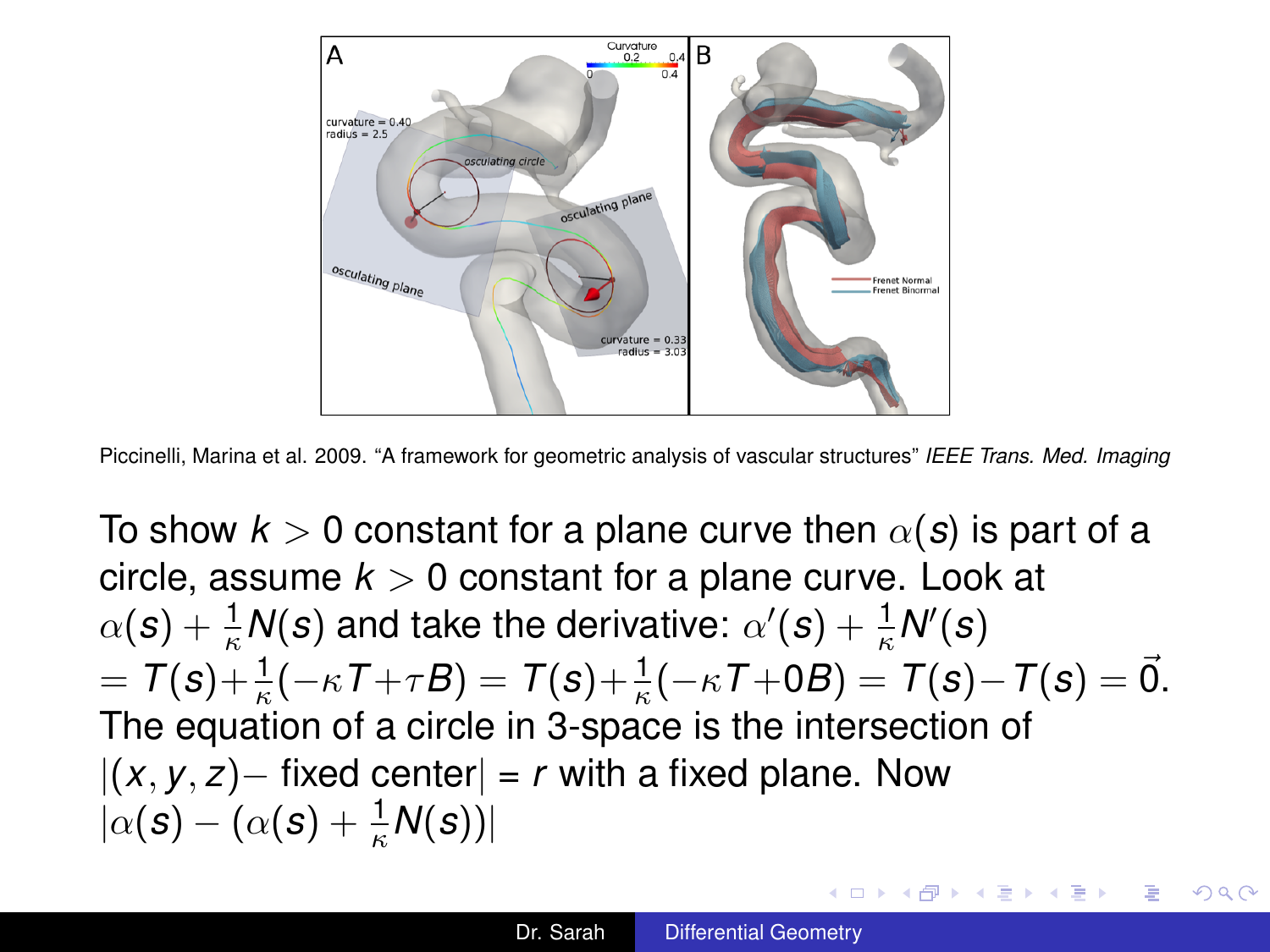Piccinelli, Marina et al. 2009. "A framework for geometric analysis of vascular structures" *IEEE Trans. Med. Imaging*

To show $k > 0$ constant for a plane curve then $\alpha(s)$ is part of a circle, assume $k > 0$ constant for a plane curve. Look at $\alpha(s) + \frac{1}{\kappa}N(s)$ and take the derivative: $\alpha'(s) + \frac{1}{\kappa}N'(s)$ $= T(s) + \frac{1}{\kappa}(-\kappa T + \tau B) = T(s) + \frac{1}{\kappa}(-\kappa T + 0B) = T(s) - T(s) = \vec{0}$.
The equation of a circle in 3-space is the intersection of $|(x, y, z) -$ fixed center$| = r$ with a fixed plane. Now $|\alpha(s) - (\alpha(s) + \frac{1}{\kappa}N(s))|$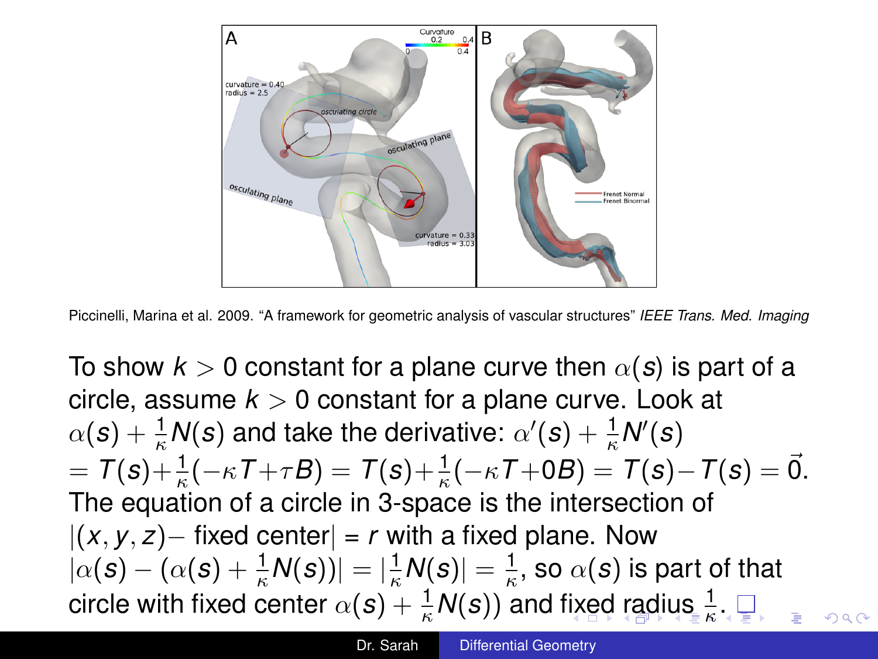Piccinelli, Marina et al. 2009. “A framework for geometric analysis of vascular structures” *IEEE Trans. Med. Imaging*

To show $k > 0$ constant for a plane curve then $\alpha(s)$ is part of a circle, assume $k > 0$ constant for a plane curve. Look at $\alpha(s) + \frac{1}{\kappa}N(s)$ and take the derivative: $\alpha'(s) + \frac{1}{\kappa}N'(s)$ $= T(s) + \frac{1}{\kappa}(-\kappa T + \tau B) = T(s) + \frac{1}{\kappa}(-\kappa T + 0B) = T(s) - T(s) = \vec{0}$. The equation of a circle in 3-space is the intersection of $|(x, y, z) -$ fixed center$| = r$ with a fixed plane. Now $|\alpha(s) - (\alpha(s) + \frac{1}{\kappa}N(s))| = |\frac{1}{\kappa}N(s)| = \frac{1}{\kappa}$, so $\alpha(s)$ is part of that circle with fixed center $\alpha(s) + \frac{1}{\kappa}N(s))$ and fixed radius $\frac{1}{\kappa}$. □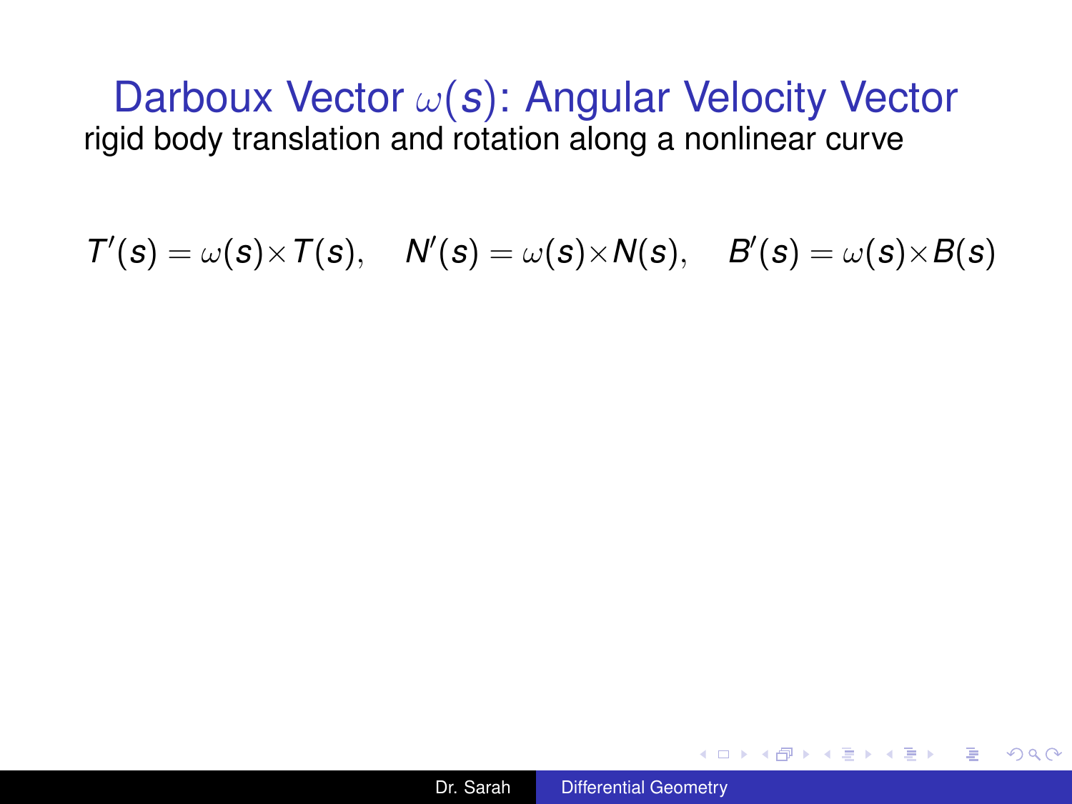# Darboux Vector $\omega(s)$: Angular Velocity Vector

rigid body translation and rotation along a nonlinear curve

$$T'(s) = \omega(s) \times T(s), \quad N'(s) = \omega(s) \times N(s), \quad B'(s) = \omega(s) \times B(s)$$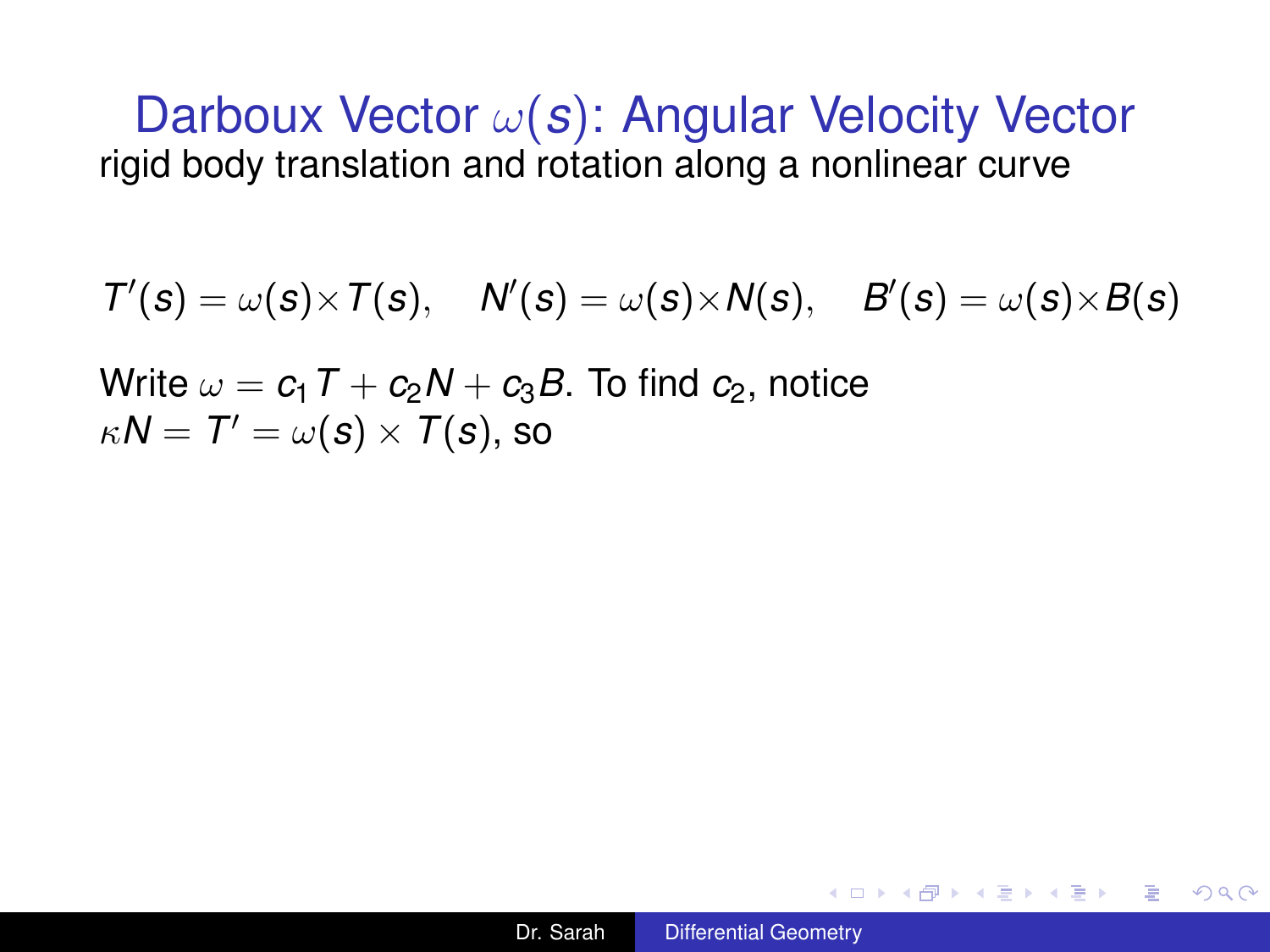# Darboux Vector $\omega(s)$: Angular Velocity Vector

rigid body translation and rotation along a nonlinear curve

$$T'(s) = \omega(s) \times T(s), \quad N'(s) = \omega(s) \times N(s), \quad B'(s) = \omega(s) \times B(s)$$

Write $\omega = c_1 T + c_2 N + c_3 B$. To find $c_2$, notice $\kappa N = T' = \omega(s) \times T(s)$, so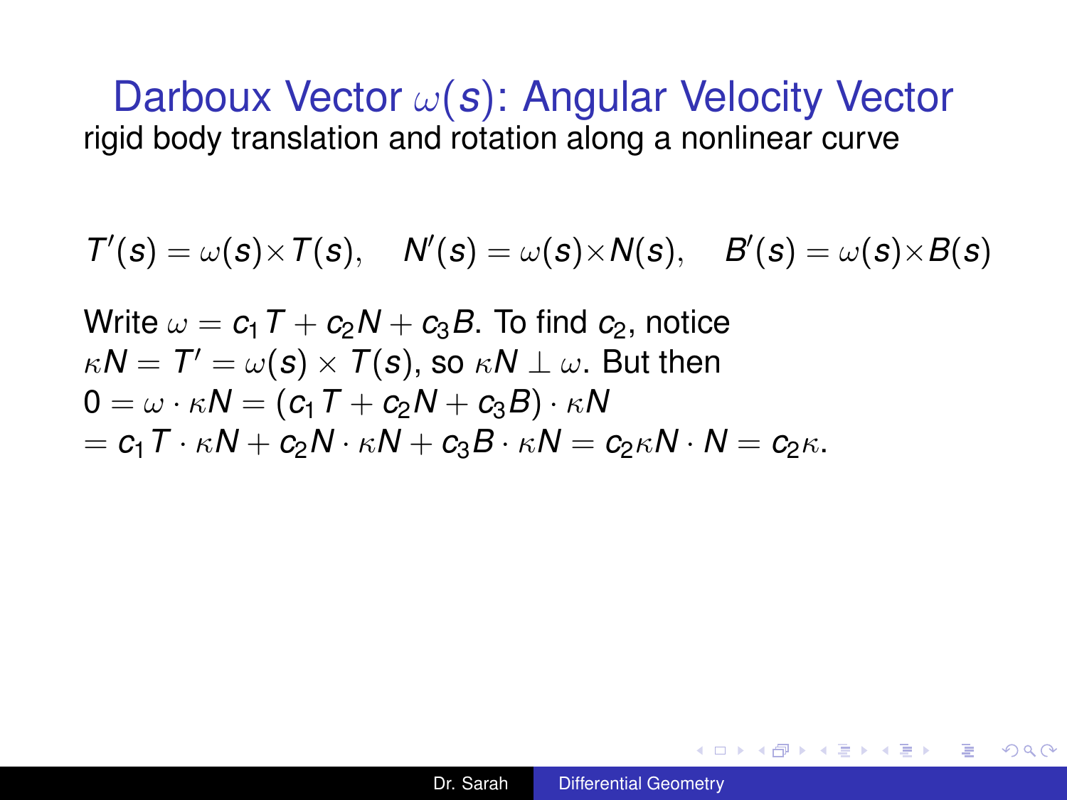# Darboux Vector $\omega(s)$: Angular Velocity Vector

rigid body translation and rotation along a nonlinear curve

$$T'(s) = \omega(s) \times T(s), \quad N'(s) = \omega(s) \times N(s), \quad B'(s) = \omega(s) \times B(s)$$

Write $\omega = c_1 T + c_2 N + c_3 B$. To find $c_2$, notice $\kappa N = T' = \omega(s) \times T(s)$, so $\kappa N \perp \omega$. But then
$0 = \omega \cdot \kappa N = (c_1 T + c_2 N + c_3 B) \cdot \kappa N$
$= c_1 T \cdot \kappa N + c_2 N \cdot \kappa N + c_3 B \cdot \kappa N = c_2 \kappa N \cdot N = c_2 \kappa.$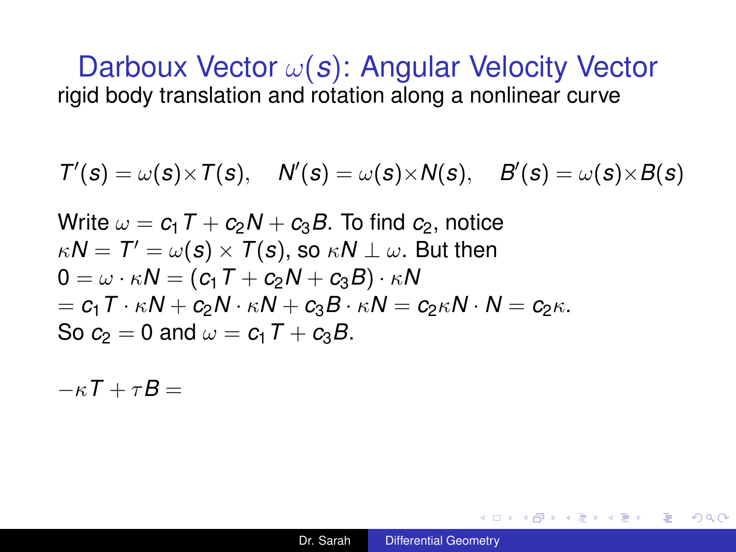# Darboux Vector $\omega(s)$: Angular Velocity Vector

rigid body translation and rotation along a nonlinear curve

$$T'(s) = \omega(s) \times T(s), \quad N'(s) = \omega(s) \times N(s), \quad B'(s) = \omega(s) \times B(s)$$

Write $\omega = c_1 T + c_2 N + c_3 B$. To find $c_2$, notice $\kappa N = T' = \omega(s) \times T(s)$, so $\kappa N \perp \omega$. But then
$0 = \omega \cdot \kappa N = (c_1 T + c_2 N + c_3 B) \cdot \kappa N$
$= c_1 T \cdot \kappa N + c_2 N \cdot \kappa N + c_3 B \cdot \kappa N = c_2 \kappa N \cdot N = c_2 \kappa.$
So $c_2 = 0$ and $\omega = c_1 T + c_3 B$.

$-\kappa T + \tau B =$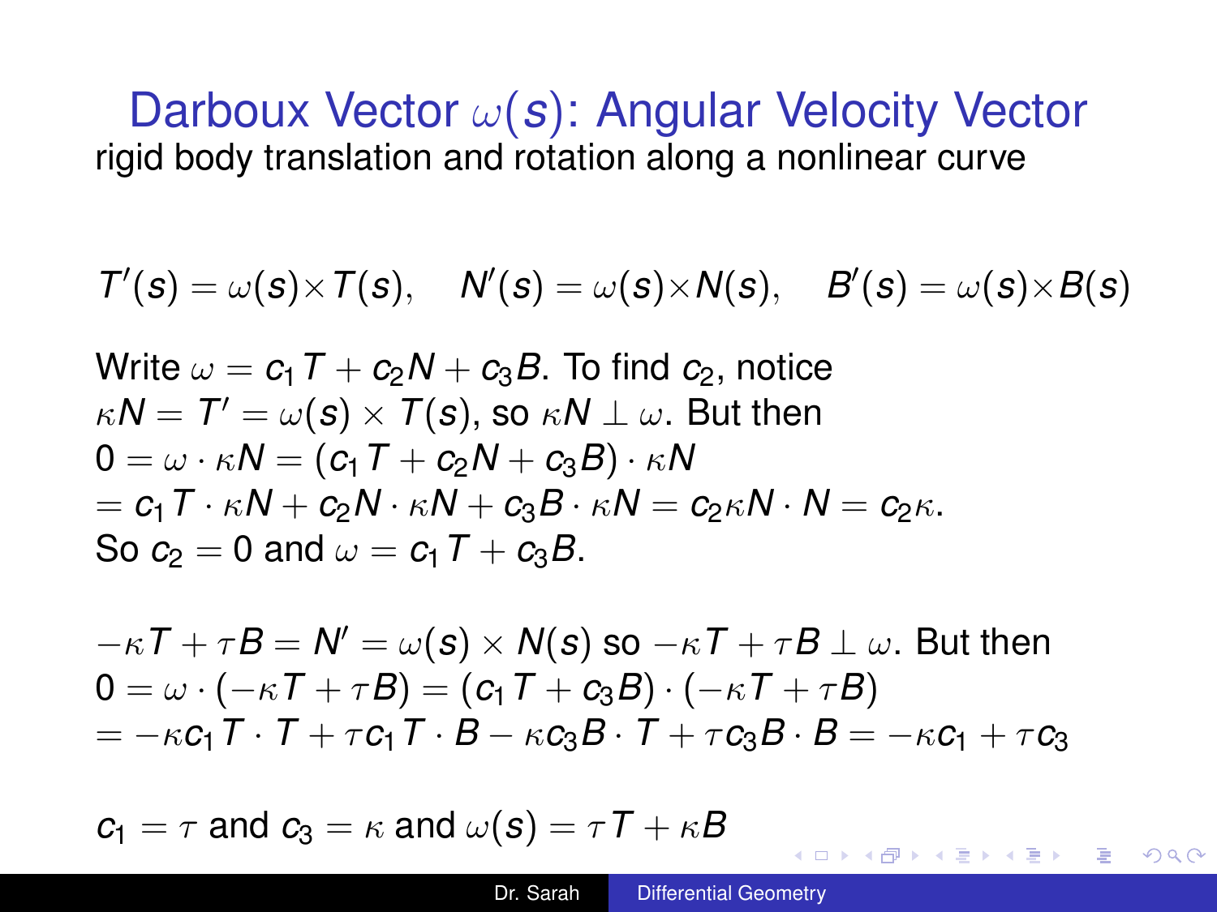# Darboux Vector $\omega(s)$: Angular Velocity Vector

rigid body translation and rotation along a nonlinear curve

$$T'(s) = \omega(s) \times T(s), \quad N'(s) = \omega(s) \times N(s), \quad B'(s) = \omega(s) \times B(s)$$

Write $\omega = c_1 T + c_2 N + c_3 B$. To find $c_2$, notice $\kappa N = T' = \omega(s) \times T(s)$, so $\kappa N \perp \omega$. But then
$0 = \omega \cdot \kappa N = (c_1 T + c_2 N + c_3 B) \cdot \kappa N$
$= c_1 T \cdot \kappa N + c_2 N \cdot \kappa N + c_3 B \cdot \kappa N = c_2 \kappa N \cdot N = c_2 \kappa$.
So $c_2 = 0$ and $\omega = c_1 T + c_3 B$.

$-\kappa T + \tau B = N' = \omega(s) \times N(s)$ so $-\kappa T + \tau B \perp \omega$. But then
$0 = \omega \cdot (-\kappa T + \tau B) = (c_1 T + c_3 B) \cdot (-\kappa T + \tau B)$
$= -\kappa c_1 T \cdot T + \tau c_1 T \cdot B - \kappa c_3 B \cdot T + \tau c_3 B \cdot B = -\kappa c_1 + \tau c_3$

$c_1 = \tau$ and $c_3 = \kappa$ and $\omega(s) = \tau T + \kappa B$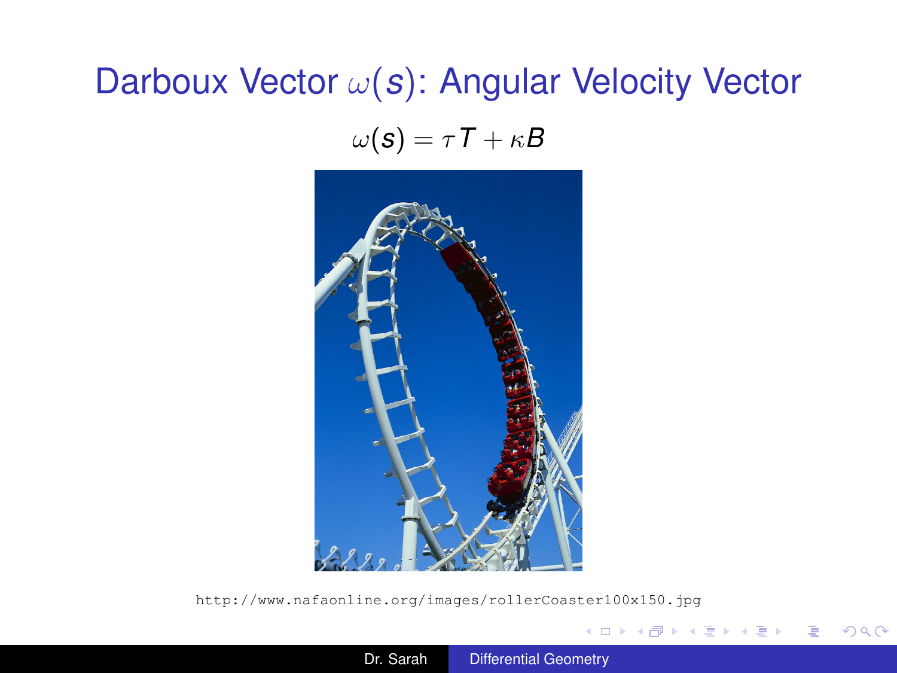# Darboux Vector $\omega(s)$: Angular Velocity Vector

$$\omega(s) = \tau T + \kappa B$$

http://www.nafaonline.org/images/rollerCoaster100x150.jpg